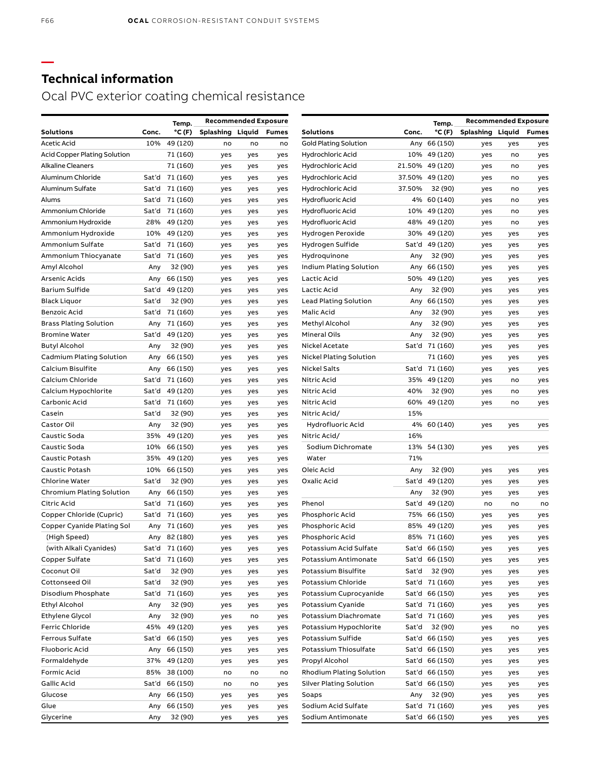## Technical information

Ocal PVC exterior coating chemical resistance

| Solutions | Conc. | Temp. °C (F) | Recommended Exposure Splashing | Liquid | Fumes |
|---|---|---|---|---|---|
| Acetic Acid | 10% | 49 (120) | no | no | no |
| Acid Copper Plating Solution | | 71 (160) | yes | yes | yes |
| Alkaline Cleaners | | 71 (160) | yes | yes | yes |
| Aluminum Chloride | Sat'd | 71 (160) | yes | yes | yes |
| Aluminum Sulfate | Sat'd | 71 (160) | yes | yes | yes |
| Alums | Sat'd | 71 (160) | yes | yes | yes |
| Ammonium Chloride | Sat'd | 71 (160) | yes | yes | yes |
| Ammonium Hydroxide | 28% | 49 (120) | yes | yes | yes |
| Ammonium Hydroxide | 10% | 49 (120) | yes | yes | yes |
| Ammonium Sulfate | Sat'd | 71 (160) | yes | yes | yes |
| Ammonium Thiocyanate | Sat'd | 71 (160) | yes | yes | yes |
| Amyl Alcohol | Any | 32 (90) | yes | yes | yes |
| Arsenic Acids | Any | 66 (150) | yes | yes | yes |
| Barium Sulfide | Sat'd | 49 (120) | yes | yes | yes |
| Black Liquor | Sat'd | 32 (90) | yes | yes | yes |
| Benzoic Acid | Sat'd | 71 (160) | yes | yes | yes |
| Brass Plating Solution | Any | 71 (160) | yes | yes | yes |
| Bromine Water | Sat'd | 49 (120) | yes | yes | yes |
| Butyl Alcohol | Any | 32 (90) | yes | yes | yes |
| Cadmium Plating Solution | Any | 66 (150) | yes | yes | yes |
| Calcium Bisulfite | Any | 66 (150) | yes | yes | yes |
| Calcium Chloride | Sat'd | 71 (160) | yes | yes | yes |
| Calcium Hypochlorite | Sat'd | 49 (120) | yes | yes | yes |
| Carbonic Acid | Sat'd | 71 (160) | yes | yes | yes |
| Casein | Sat'd | 32 (90) | yes | yes | yes |
| Castor Oil | Any | 32 (90) | yes | yes | yes |
| Caustic Soda | 35% | 49 (120) | yes | yes | yes |
| Caustic Soda | 10% | 66 (150) | yes | yes | yes |
| Caustic Potash | 35% | 49 (120) | yes | yes | yes |
| Caustic Potash | 10% | 66 (150) | yes | yes | yes |
| Chlorine Water | Sat'd | 32 (90) | yes | yes | yes |
| Chromium Plating Solution | Any | 66 (150) | yes | yes | yes |
| Citric Acid | Sat'd | 71 (160) | yes | yes | yes |
| Copper Chloride (Cupric) | Sat'd | 71 (160) | yes | yes | yes |
| Copper Cyanide Plating Sol | Any | 71 (160) | yes | yes | yes |
| (High Speed) | Any | 82 (180) | yes | yes | yes |
| (with Alkali Cyanides) | Sat'd | 71 (160) | yes | yes | yes |
| Copper Sulfate | Sat'd | 71 (160) | yes | yes | yes |
| Coconut Oil | Sat'd | 32 (90) | yes | yes | yes |
| Cottonseed Oil | Sat'd | 32 (90) | yes | yes | yes |
| Disodium Phosphate | Sat'd | 71 (160) | yes | yes | yes |
| Ethyl Alcohol | Any | 32 (90) | yes | yes | yes |
| Ethylene Glycol | Any | 32 (90) | yes | no | yes |
| Ferric Chloride | 45% | 49 (120) | yes | yes | yes |
| Ferrous Sulfate | Sat'd | 66 (150) | yes | yes | yes |
| Fluoboric Acid | Any | 66 (150) | yes | yes | yes |
| Formaldehyde | 37% | 49 (120) | yes | yes | yes |
| Formic Acid | 85% | 38 (100) | no | no | no |
| Gallic Acid | Sat'd | 66 (150) | no | no | yes |
| Glucose | Any | 66 (150) | yes | yes | yes |
| Glue | Any | 66 (150) | yes | yes | yes |
| Glycerine | Any | 32 (90) | yes | yes | yes |

| Solutions | Conc. | Temp. °C (F) | Recommended Exposure Splashing | Liquid | Fumes |
|---|---|---|---|---|---|
| Gold Plating Solution | Any | 66 (150) | yes | yes | yes |
| Hydrochloric Acid | 10% | 49 (120) | yes | no | yes |
| Hydrochloric Acid | 21.50% | 49 (120) | yes | no | yes |
| Hydrochloric Acid | 37.50% | 49 (120) | yes | no | yes |
| Hydrochloric Acid | 37.50% | 32 (90) | yes | no | yes |
| Hydrofluoric Acid | 4% | 60 (140) | yes | no | yes |
| Hydrofluoric Acid | 10% | 49 (120) | yes | no | yes |
| Hydrofluoric Acid | 48% | 49 (120) | yes | no | yes |
| Hydrogen Peroxide | 30% | 49 (120) | yes | yes | yes |
| Hydrogen Sulfide | Sat'd | 49 (120) | yes | yes | yes |
| Hydroquinone | Any | 32 (90) | yes | yes | yes |
| Indium Plating Solution | Any | 66 (150) | yes | yes | yes |
| Lactic Acid | 50% | 49 (120) | yes | yes | yes |
| Lactic Acid | Any | 32 (90) | yes | yes | yes |
| Lead Plating Solution | Any | 66 (150) | yes | yes | yes |
| Malic Acid | Any | 32 (90) | yes | yes | yes |
| Methyl Alcohol | Any | 32 (90) | yes | yes | yes |
| Mineral Oils | Any | 32 (90) | yes | yes | yes |
| Nickel Acetate | Sat'd | 71 (160) | yes | yes | yes |
| Nickel Plating Solution | | 71 (160) | yes | yes | yes |
| Nickel Salts | Sat'd | 71 (160) | yes | yes | yes |
| Nitric Acid | 35% | 49 (120) | yes | no | yes |
| Nitric Acid | 40% | 32 (90) | yes | no | yes |
| Nitric Acid | 60% | 49 (120) | yes | no | yes |
| Nitric Acid/ | 15% | | | | |
| Hydrofluoric Acid | 4% | 60 (140) | yes | yes | yes |
| Nitric Acid/ | 16% | | | | |
| Sodium Dichromate | 13% | 54 (130) | yes | yes | yes |
| Water | 71% | | | | |
| Oleic Acid | Any | 32 (90) | yes | yes | yes |
| Oxalic Acid | Sat'd | 49 (120) | yes | yes | yes |
| | Any | 32 (90) | yes | yes | yes |
| Phenol | Sat'd | 49 (120) | no | no | no |
| Phosphoric Acid | 75% | 66 (150) | yes | yes | yes |
| Phosphoric Acid | 85% | 49 (120) | yes | yes | yes |
| Phosphoric Acid | 85% | 71 (160) | yes | yes | yes |
| Potassium Acid Sulfate | Sat'd | 66 (150) | yes | yes | yes |
| Potassium Antimonate | Sat'd | 66 (150) | yes | yes | yes |
| Potassium Bisulfite | Sat'd | 32 (90) | yes | yes | yes |
| Potassium Chloride | Sat'd | 71 (160) | yes | yes | yes |
| Potassium Cuprocyanide | Sat'd | 66 (150) | yes | yes | yes |
| Potassium Cyanide | Sat'd | 71 (160) | yes | yes | yes |
| Potassium Diachromate | Sat'd | 71 (160) | yes | yes | yes |
| Potassium Hypochlorite | Sat'd | 32 (90) | yes | no | yes |
| Potassium Sulfide | Sat'd | 66 (150) | yes | yes | yes |
| Potassium Thiosulfate | Sat'd | 66 (150) | yes | yes | yes |
| Propyl Alcohol | Sat'd | 66 (150) | yes | yes | yes |
| Rhodium Plating Solution | Sat'd | 66 (150) | yes | yes | yes |
| Silver Plating Solution | Sat'd | 66 (150) | yes | yes | yes |
| Soaps | Any | 32 (90) | yes | yes | yes |
| Sodium Acid Sulfate | Sat'd | 71 (160) | yes | yes | yes |
| Sodium Antimonate | Sat'd | 66 (150) | yes | yes | yes |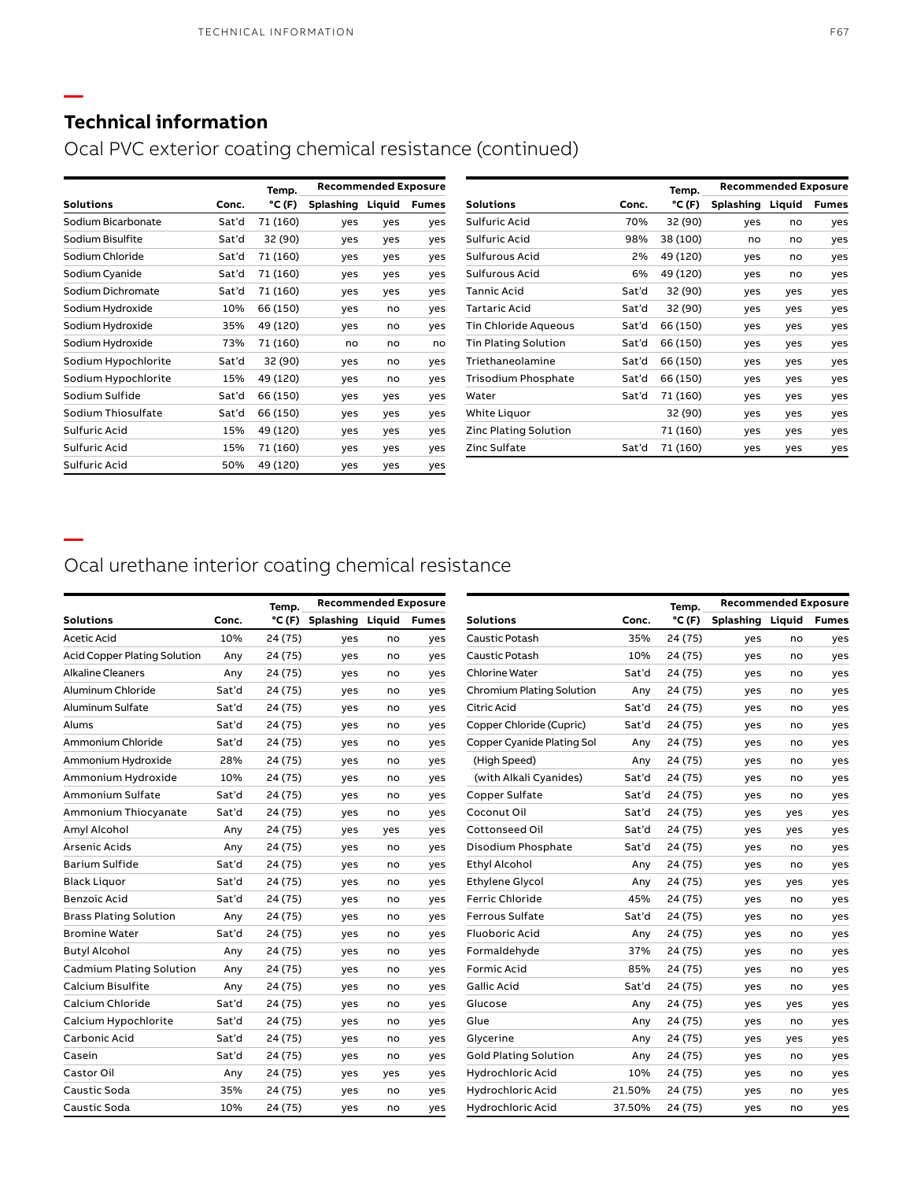## Technical information

### Ocal PVC exterior coating chemical resistance (continued)

| Solutions | Conc. | Temp. °C (F) | Recommended Exposure Splashing | Liquid | Fumes |
|---|---|---|---|---|---|
| Sodium Bicarbonate | Sat'd | 71 (160) | yes | yes | yes |
| Sodium Bisulfite | Sat'd | 32 (90) | yes | yes | yes |
| Sodium Chloride | Sat'd | 71 (160) | yes | yes | yes |
| Sodium Cyanide | Sat'd | 71 (160) | yes | yes | yes |
| Sodium Dichromate | Sat'd | 71 (160) | yes | yes | yes |
| Sodium Hydroxide | 10% | 66 (150) | yes | no | yes |
| Sodium Hydroxide | 35% | 49 (120) | yes | no | yes |
| Sodium Hydroxide | 73% | 71 (160) | no | no | no |
| Sodium Hypochlorite | Sat'd | 32 (90) | yes | no | yes |
| Sodium Hypochlorite | 15% | 49 (120) | yes | no | yes |
| Sodium Sulfide | Sat'd | 66 (150) | yes | yes | yes |
| Sodium Thiosulfate | Sat'd | 66 (150) | yes | yes | yes |
| Sulfuric Acid | 15% | 49 (120) | yes | yes | yes |
| Sulfuric Acid | 15% | 71 (160) | yes | yes | yes |
| Sulfuric Acid | 50% | 49 (120) | yes | yes | yes |
| Sulfuric Acid | 70% | 32 (90) | yes | no | yes |
| Sulfuric Acid | 98% | 38 (100) | no | no | yes |
| Sulfurous Acid | 2% | 49 (120) | yes | no | yes |
| Sulfurous Acid | 6% | 49 (120) | yes | no | yes |
| Tannic Acid | Sat'd | 32 (90) | yes | yes | yes |
| Tartaric Acid | Sat'd | 32 (90) | yes | yes | yes |
| Tin Chloride Aqueous | Sat'd | 66 (150) | yes | yes | yes |
| Tin Plating Solution | Sat'd | 66 (150) | yes | yes | yes |
| Triethaneolamine | Sat'd | 66 (150) | yes | yes | yes |
| Trisodium Phosphate | Sat'd | 66 (150) | yes | yes | yes |
| Water | Sat'd | 71 (160) | yes | yes | yes |
| White Liquor | | 32 (90) | yes | yes | yes |
| Zinc Plating Solution | | 71 (160) | yes | yes | yes |
| Zinc Sulfate | Sat'd | 71 (160) | yes | yes | yes |

### Ocal urethane interior coating chemical resistance

| Solutions | Conc. | Temp. °C (F) | Recommended Exposure Splashing | Liquid | Fumes |
|---|---|---|---|---|---|
| Acetic Acid | 10% | 24 (75) | yes | no | yes |
| Acid Copper Plating Solution | Any | 24 (75) | yes | no | yes |
| Alkaline Cleaners | Any | 24 (75) | yes | no | yes |
| Aluminum Chloride | Sat'd | 24 (75) | yes | no | yes |
| Aluminum Sulfate | Sat'd | 24 (75) | yes | no | yes |
| Alums | Sat'd | 24 (75) | yes | no | yes |
| Ammonium Chloride | Sat'd | 24 (75) | yes | no | yes |
| Ammonium Hydroxide | 28% | 24 (75) | yes | no | yes |
| Ammonium Hydroxide | 10% | 24 (75) | yes | no | yes |
| Ammonium Sulfate | Sat'd | 24 (75) | yes | no | yes |
| Ammonium Thiocyanate | Sat'd | 24 (75) | yes | no | yes |
| Amyl Alcohol | Any | 24 (75) | yes | yes | yes |
| Arsenic Acids | Any | 24 (75) | yes | no | yes |
| Barium Sulfide | Sat'd | 24 (75) | yes | no | yes |
| Black Liquor | Sat'd | 24 (75) | yes | no | yes |
| Benzoic Acid | Sat'd | 24 (75) | yes | no | yes |
| Brass Plating Solution | Any | 24 (75) | yes | no | yes |
| Bromine Water | Sat'd | 24 (75) | yes | no | yes |
| Butyl Alcohol | Any | 24 (75) | yes | no | yes |
| Cadmium Plating Solution | Any | 24 (75) | yes | no | yes |
| Calcium Bisulfite | Any | 24 (75) | yes | no | yes |
| Calcium Chloride | Sat'd | 24 (75) | yes | no | yes |
| Calcium Hypochlorite | Sat'd | 24 (75) | yes | no | yes |
| Carbonic Acid | Sat'd | 24 (75) | yes | no | yes |
| Casein | Sat'd | 24 (75) | yes | no | yes |
| Castor Oil | Any | 24 (75) | yes | yes | yes |
| Caustic Soda | 35% | 24 (75) | yes | no | yes |
| Caustic Soda | 10% | 24 (75) | yes | no | yes |
| Caustic Potash | 35% | 24 (75) | yes | no | yes |
| Caustic Potash | 10% | 24 (75) | yes | no | yes |
| Chlorine Water | Sat'd | 24 (75) | yes | no | yes |
| Chromium Plating Solution | Any | 24 (75) | yes | no | yes |
| Citric Acid | Sat'd | 24 (75) | yes | no | yes |
| Copper Chloride (Cupric) | Sat'd | 24 (75) | yes | no | yes |
| Copper Cyanide Plating Sol | Any | 24 (75) | yes | no | yes |
| (High Speed) | Any | 24 (75) | yes | no | yes |
| (with Alkali Cyanides) | Sat'd | 24 (75) | yes | no | yes |
| Copper Sulfate | Sat'd | 24 (75) | yes | no | yes |
| Coconut Oil | Sat'd | 24 (75) | yes | yes | yes |
| Cottonseed Oil | Sat'd | 24 (75) | yes | yes | yes |
| Disodium Phosphate | Sat'd | 24 (75) | yes | no | yes |
| Ethyl Alcohol | Any | 24 (75) | yes | no | yes |
| Ethylene Glycol | Any | 24 (75) | yes | yes | yes |
| Ferric Chloride | 45% | 24 (75) | yes | no | yes |
| Ferrous Sulfate | Sat'd | 24 (75) | yes | no | yes |
| Fluoboric Acid | Any | 24 (75) | yes | no | yes |
| Formaldehyde | 37% | 24 (75) | yes | no | yes |
| Formic Acid | 85% | 24 (75) | yes | no | yes |
| Gallic Acid | Sat'd | 24 (75) | yes | no | yes |
| Glucose | Any | 24 (75) | yes | yes | yes |
| Glue | Any | 24 (75) | yes | no | yes |
| Glycerine | Any | 24 (75) | yes | yes | yes |
| Gold Plating Solution | Any | 24 (75) | yes | no | yes |
| Hydrochloric Acid | 10% | 24 (75) | yes | no | yes |
| Hydrochloric Acid | 21.50% | 24 (75) | yes | no | yes |
| Hydrochloric Acid | 37.50% | 24 (75) | yes | no | yes |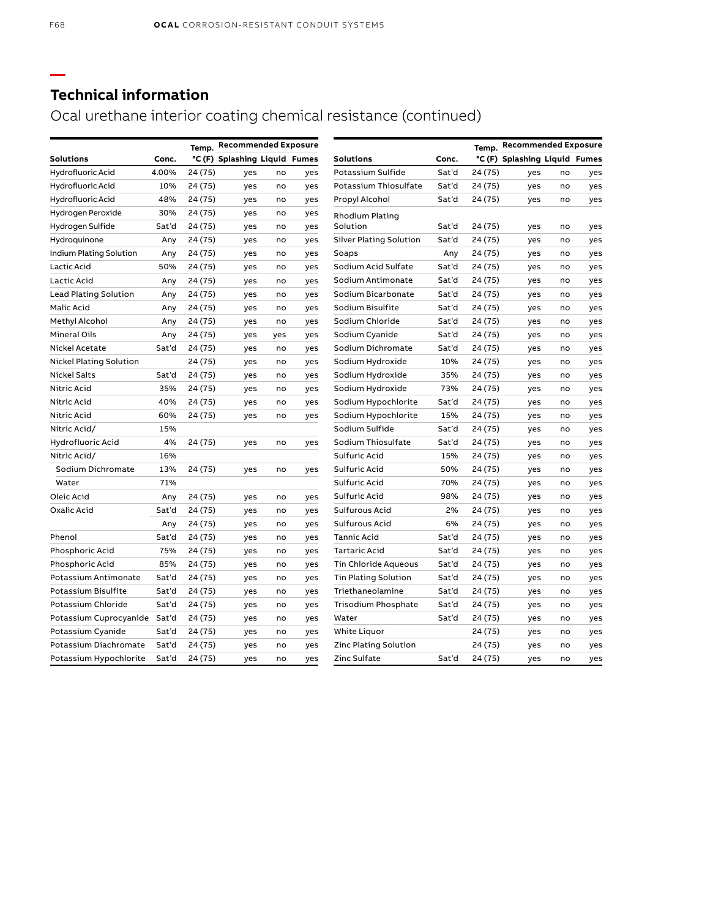## Technical information

Ocal urethane interior coating chemical resistance (continued)

| Solutions | Conc. | Temp. °C (F) | Recommended Exposure Splashing | Liquid | Fumes |
|---|---|---|---|---|---|
| Hydrofluoric Acid | 4.00% | 24 (75) | yes | no | yes |
| Hydrofluoric Acid | 10% | 24 (75) | yes | no | yes |
| Hydrofluoric Acid | 48% | 24 (75) | yes | no | yes |
| Hydrogen Peroxide | 30% | 24 (75) | yes | no | yes |
| Hydrogen Sulfide | Sat'd | 24 (75) | yes | no | yes |
| Hydroquinone | Any | 24 (75) | yes | no | yes |
| Indium Plating Solution | Any | 24 (75) | yes | no | yes |
| Lactic Acid | 50% | 24 (75) | yes | no | yes |
| Lactic Acid | Any | 24 (75) | yes | no | yes |
| Lead Plating Solution | Any | 24 (75) | yes | no | yes |
| Malic Acid | Any | 24 (75) | yes | no | yes |
| Methyl Alcohol | Any | 24 (75) | yes | no | yes |
| Mineral Oils | Any | 24 (75) | yes | yes | yes |
| Nickel Acetate | Sat'd | 24 (75) | yes | no | yes |
| Nickel Plating Solution | | 24 (75) | yes | no | yes |
| Nickel Salts | Sat'd | 24 (75) | yes | no | yes |
| Nitric Acid | 35% | 24 (75) | yes | no | yes |
| Nitric Acid | 40% | 24 (75) | yes | no | yes |
| Nitric Acid | 60% | 24 (75) | yes | no | yes |
| Nitric Acid/ | 15% | | | | |
| Hydrofluoric Acid | 4% | 24 (75) | yes | no | yes |
| Nitric Acid/ | 16% | | | | |
| Sodium Dichromate | 13% | 24 (75) | yes | no | yes |
| Water | 71% | | | | |
| Oleic Acid | Any | 24 (75) | yes | no | yes |
| Oxalic Acid | Sat'd | 24 (75) | yes | no | yes |
| | Any | 24 (75) | yes | no | yes |
| Phenol | Sat'd | 24 (75) | yes | no | yes |
| Phosphoric Acid | 75% | 24 (75) | yes | no | yes |
| Phosphoric Acid | 85% | 24 (75) | yes | no | yes |
| Potassium Antimonate | Sat'd | 24 (75) | yes | no | yes |
| Potassium Bisulfite | Sat'd | 24 (75) | yes | no | yes |
| Potassium Chloride | Sat'd | 24 (75) | yes | no | yes |
| Potassium Cuprocyanide | Sat'd | 24 (75) | yes | no | yes |
| Potassium Cyanide | Sat'd | 24 (75) | yes | no | yes |
| Potassium Diachromate | Sat'd | 24 (75) | yes | no | yes |
| Potassium Hypochlorite | Sat'd | 24 (75) | yes | no | yes |
| Potassium Sulfide | Sat'd | 24 (75) | yes | no | yes |
| Potassium Thiosulfate | Sat'd | 24 (75) | yes | no | yes |
| Propyl Alcohol | Sat'd | 24 (75) | yes | no | yes |
| Rhodium Plating Solution | Sat'd | 24 (75) | yes | no | yes |
| Silver Plating Solution | Sat'd | 24 (75) | yes | no | yes |
| Soaps | Any | 24 (75) | yes | no | yes |
| Sodium Acid Sulfate | Sat'd | 24 (75) | yes | no | yes |
| Sodium Antimonate | Sat'd | 24 (75) | yes | no | yes |
| Sodium Bicarbonate | Sat'd | 24 (75) | yes | no | yes |
| Sodium Bisulfite | Sat'd | 24 (75) | yes | no | yes |
| Sodium Chloride | Sat'd | 24 (75) | yes | no | yes |
| Sodium Cyanide | Sat'd | 24 (75) | yes | no | yes |
| Sodium Dichromate | Sat'd | 24 (75) | yes | no | yes |
| Sodium Hydroxide | 10% | 24 (75) | yes | no | yes |
| Sodium Hydroxide | 35% | 24 (75) | yes | no | yes |
| Sodium Hydroxide | 73% | 24 (75) | yes | no | yes |
| Sodium Hypochlorite | Sat'd | 24 (75) | yes | no | yes |
| Sodium Hypochlorite | 15% | 24 (75) | yes | no | yes |
| Sodium Sulfide | Sat'd | 24 (75) | yes | no | yes |
| Sodium Thiosulfate | Sat'd | 24 (75) | yes | no | yes |
| Sulfuric Acid | 15% | 24 (75) | yes | no | yes |
| Sulfuric Acid | 50% | 24 (75) | yes | no | yes |
| Sulfuric Acid | 70% | 24 (75) | yes | no | yes |
| Sulfuric Acid | 98% | 24 (75) | yes | no | yes |
| Sulfurous Acid | 2% | 24 (75) | yes | no | yes |
| Sulfurous Acid | 6% | 24 (75) | yes | no | yes |
| Tannic Acid | Sat'd | 24 (75) | yes | no | yes |
| Tartaric Acid | Sat'd | 24 (75) | yes | no | yes |
| Tin Chloride Aqueous | Sat'd | 24 (75) | yes | no | yes |
| Tin Plating Solution | Sat'd | 24 (75) | yes | no | yes |
| Triethaneolamine | Sat'd | 24 (75) | yes | no | yes |
| Trisodium Phosphate | Sat'd | 24 (75) | yes | no | yes |
| Water | Sat'd | 24 (75) | yes | no | yes |
| White Liquor | | 24 (75) | yes | no | yes |
| Zinc Plating Solution | | 24 (75) | yes | no | yes |
| Zinc Sulfate | Sat'd | 24 (75) | yes | no | yes |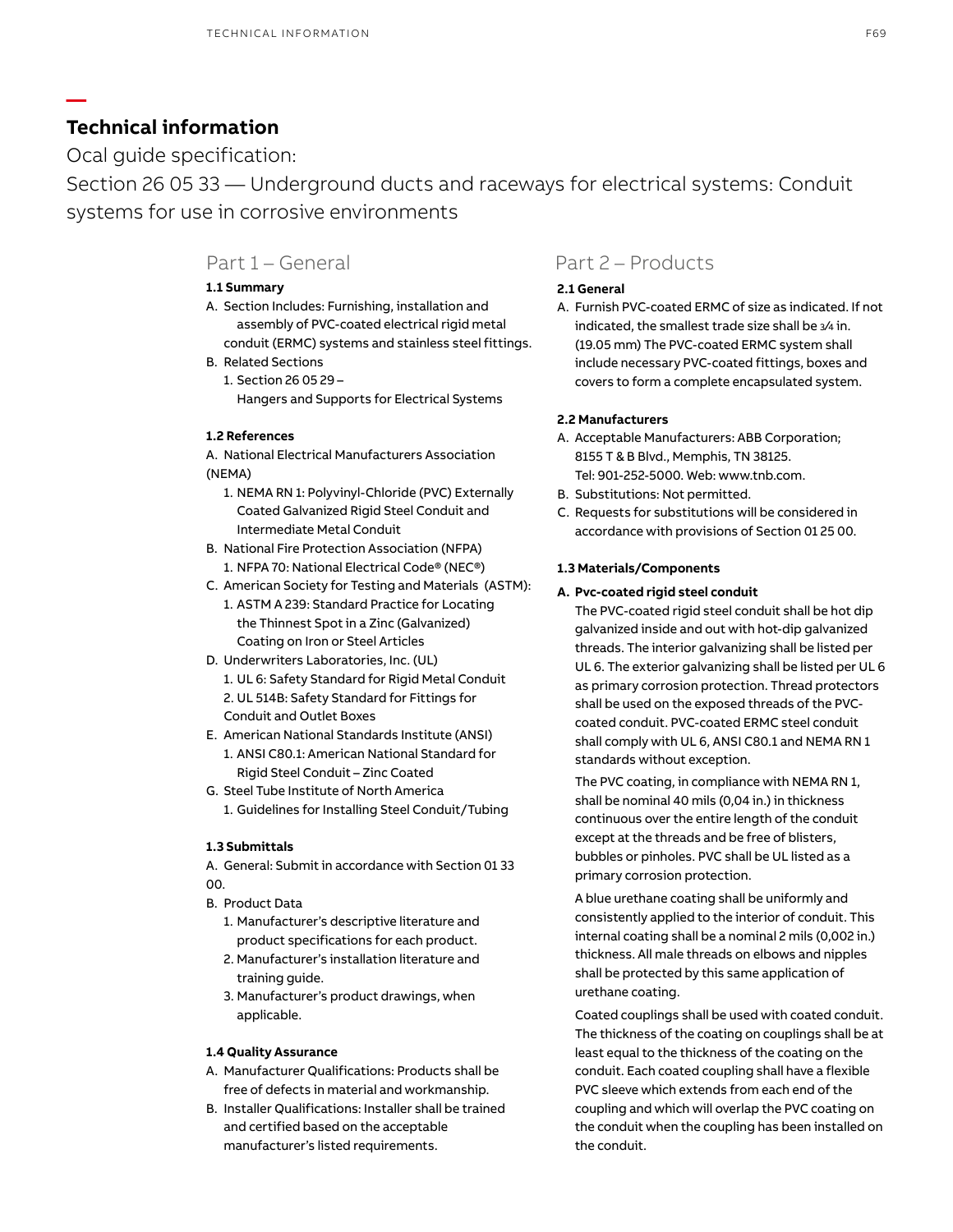## Technical information

Ocal guide specification:

Section 26 05 33 — Underground ducts and raceways for electrical systems: Conduit systems for use in corrosive environments

### Part 1 – General

**1.1 Summary**

A. Section Includes: Furnishing, installation and assembly of PVC-coated electrical rigid metal conduit (ERMC) systems and stainless steel fittings.

B. Related Sections

1. Section 26 05 29 – Hangers and Supports for Electrical Systems

**1.2 References**

A. National Electrical Manufacturers Association (NEMA)

1. NEMA RN 1: Polyvinyl-Chloride (PVC) Externally Coated Galvanized Rigid Steel Conduit and Intermediate Metal Conduit

B. National Fire Protection Association (NFPA)

1. NFPA 70: National Electrical Code® (NEC®)

C. American Society for Testing and Materials (ASTM):

1. ASTM A 239: Standard Practice for Locating the Thinnest Spot in a Zinc (Galvanized) Coating on Iron or Steel Articles

D. Underwriters Laboratories, Inc. (UL)

1. UL 6: Safety Standard for Rigid Metal Conduit
2. UL 514B: Safety Standard for Fittings for Conduit and Outlet Boxes

E. American National Standards Institute (ANSI)

1. ANSI C80.1: American National Standard for Rigid Steel Conduit – Zinc Coated

G. Steel Tube Institute of North America

1. Guidelines for Installing Steel Conduit/Tubing

**1.3 Submittals**

A. General: Submit in accordance with Section 01 33 00.

B. Product Data

1. Manufacturer's descriptive literature and product specifications for each product.
2. Manufacturer's installation literature and training guide.
3. Manufacturer's product drawings, when applicable.

**1.4 Quality Assurance**

A. Manufacturer Qualifications: Products shall be free of defects in material and workmanship.

B. Installer Qualifications: Installer shall be trained and certified based on the acceptable manufacturer's listed requirements.

### Part 2 – Products

**2.1 General**

A. Furnish PVC-coated ERMC of size as indicated. If not indicated, the smallest trade size shall be 3⁄4 in. (19.05 mm) The PVC-coated ERMC system shall include necessary PVC-coated fittings, boxes and covers to form a complete encapsulated system.

**2.2 Manufacturers**

A. Acceptable Manufacturers: ABB Corporation; 8155 T & B Blvd., Memphis, TN 38125. Tel: 901-252-5000. Web: www.tnb.com.

B. Substitutions: Not permitted.

C. Requests for substitutions will be considered in accordance with provisions of Section 01 25 00.

**1.3 Materials/Components**

**A. Pvc-coated rigid steel conduit**

The PVC-coated rigid steel conduit shall be hot dip galvanized inside and out with hot-dip galvanized threads. The interior galvanizing shall be listed per UL 6. The exterior galvanizing shall be listed per UL 6 as primary corrosion protection. Thread protectors shall be used on the exposed threads of the PVC-coated conduit. PVC-coated ERMC steel conduit shall comply with UL 6, ANSI C80.1 and NEMA RN 1 standards without exception.

The PVC coating, in compliance with NEMA RN 1, shall be nominal 40 mils (0,04 in.) in thickness continuous over the entire length of the conduit except at the threads and be free of blisters, bubbles or pinholes. PVC shall be UL listed as a primary corrosion protection.

A blue urethane coating shall be uniformly and consistently applied to the interior of conduit. This internal coating shall be a nominal 2 mils (0,002 in.) thickness. All male threads on elbows and nipples shall be protected by this same application of urethane coating.

Coated couplings shall be used with coated conduit. The thickness of the coating on couplings shall be at least equal to the thickness of the coating on the conduit. Each coated coupling shall have a flexible PVC sleeve which extends from each end of the coupling and which will overlap the PVC coating on the conduit when the coupling has been installed on the conduit.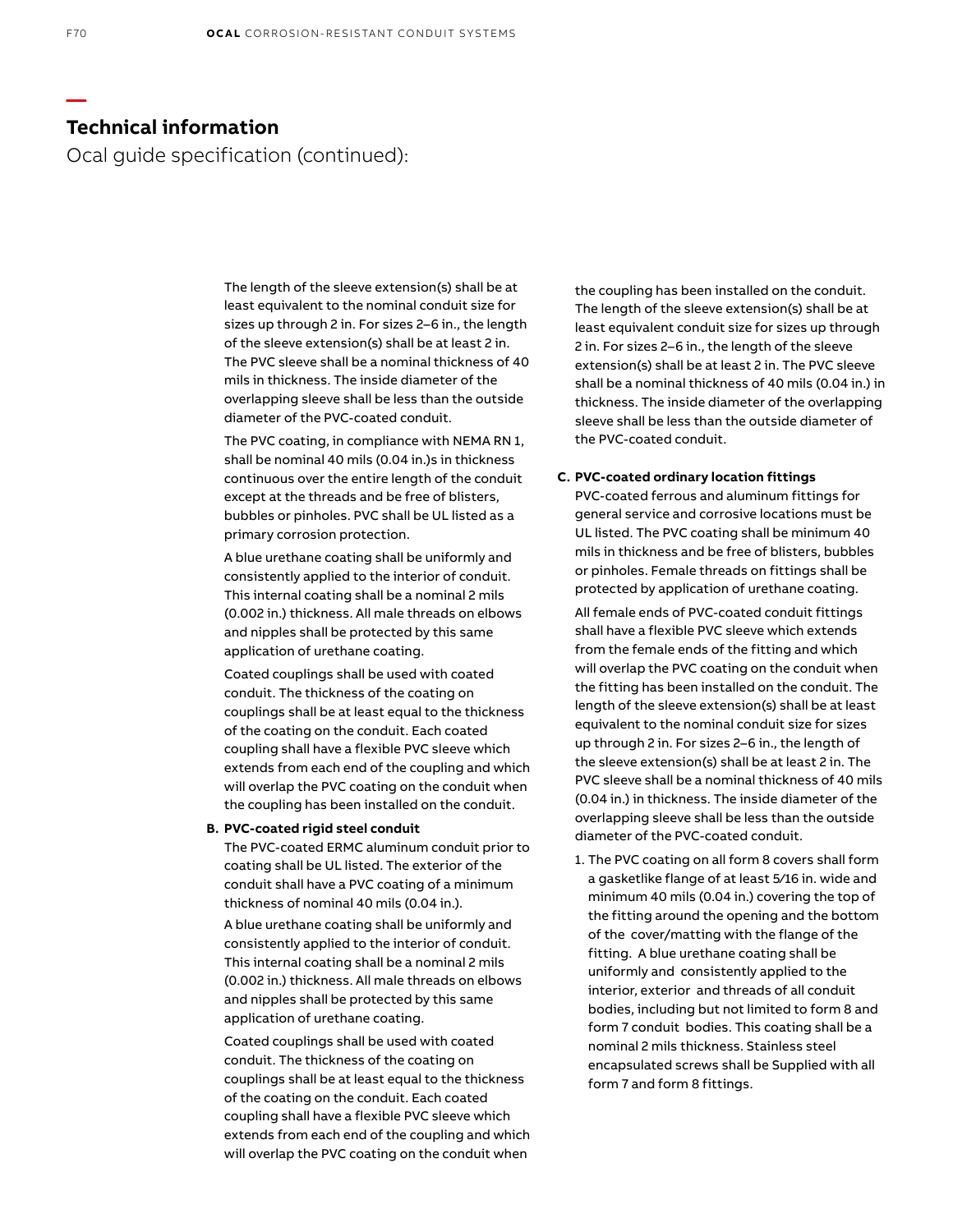## Technical information

Ocal guide specification (continued):

The length of the sleeve extension(s) shall be at least equivalent to the nominal conduit size for sizes up through 2 in. For sizes 2–6 in., the length of the sleeve extension(s) shall be at least 2 in. The PVC sleeve shall be a nominal thickness of 40 mils in thickness. The inside diameter of the overlapping sleeve shall be less than the outside diameter of the PVC-coated conduit.

The PVC coating, in compliance with NEMA RN 1, shall be nominal 40 mils (0.04 in.)s in thickness continuous over the entire length of the conduit except at the threads and be free of blisters, bubbles or pinholes. PVC shall be UL listed as a primary corrosion protection.

A blue urethane coating shall be uniformly and consistently applied to the interior of conduit. This internal coating shall be a nominal 2 mils (0.002 in.) thickness. All male threads on elbows and nipples shall be protected by this same application of urethane coating.

Coated couplings shall be used with coated conduit. The thickness of the coating on couplings shall be at least equal to the thickness of the coating on the conduit. Each coated coupling shall have a flexible PVC sleeve which extends from each end of the coupling and which will overlap the PVC coating on the conduit when the coupling has been installed on the conduit.

**B. PVC-coated rigid steel conduit**

The PVC-coated ERMC aluminum conduit prior to coating shall be UL listed. The exterior of the conduit shall have a PVC coating of a minimum thickness of nominal 40 mils (0.04 in.).

A blue urethane coating shall be uniformly and consistently applied to the interior of conduit. This internal coating shall be a nominal 2 mils (0.002 in.) thickness. All male threads on elbows and nipples shall be protected by this same application of urethane coating.

Coated couplings shall be used with coated conduit. The thickness of the coating on couplings shall be at least equal to the thickness of the coating on the conduit. Each coated coupling shall have a flexible PVC sleeve which extends from each end of the coupling and which will overlap the PVC coating on the conduit when the coupling has been installed on the conduit. The length of the sleeve extension(s) shall be at least equivalent conduit size for sizes up through 2 in. For sizes 2–6 in., the length of the sleeve extension(s) shall be at least 2 in. The PVC sleeve shall be a nominal thickness of 40 mils (0.04 in.) in thickness. The inside diameter of the overlapping sleeve shall be less than the outside diameter of the PVC-coated conduit.

**C. PVC-coated ordinary location fittings**

PVC-coated ferrous and aluminum fittings for general service and corrosive locations must be UL listed. The PVC coating shall be minimum 40 mils in thickness and be free of blisters, bubbles or pinholes. Female threads on fittings shall be protected by application of urethane coating.

All female ends of PVC-coated conduit fittings shall have a flexible PVC sleeve which extends from the female ends of the fitting and which will overlap the PVC coating on the conduit when the fitting has been installed on the conduit. The length of the sleeve extension(s) shall be at least equivalent to the nominal conduit size for sizes up through 2 in. For sizes 2–6 in., the length of the sleeve extension(s) shall be at least 2 in. The PVC sleeve shall be a nominal thickness of 40 mils (0.04 in.) in thickness. The inside diameter of the overlapping sleeve shall be less than the outside diameter of the PVC-coated conduit.

1. The PVC coating on all form 8 covers shall form a gasketlike flange of at least 5/16 in. wide and minimum 40 mils (0.04 in.) covering the top of the fitting around the opening and the bottom of the cover/matting with the flange of the fitting. A blue urethane coating shall be uniformly and consistently applied to the interior, exterior and threads of all conduit bodies, including but not limited to form 8 and form 7 conduit bodies. This coating shall be a nominal 2 mils thickness. Stainless steel encapsulated screws shall be Supplied with all form 7 and form 8 fittings.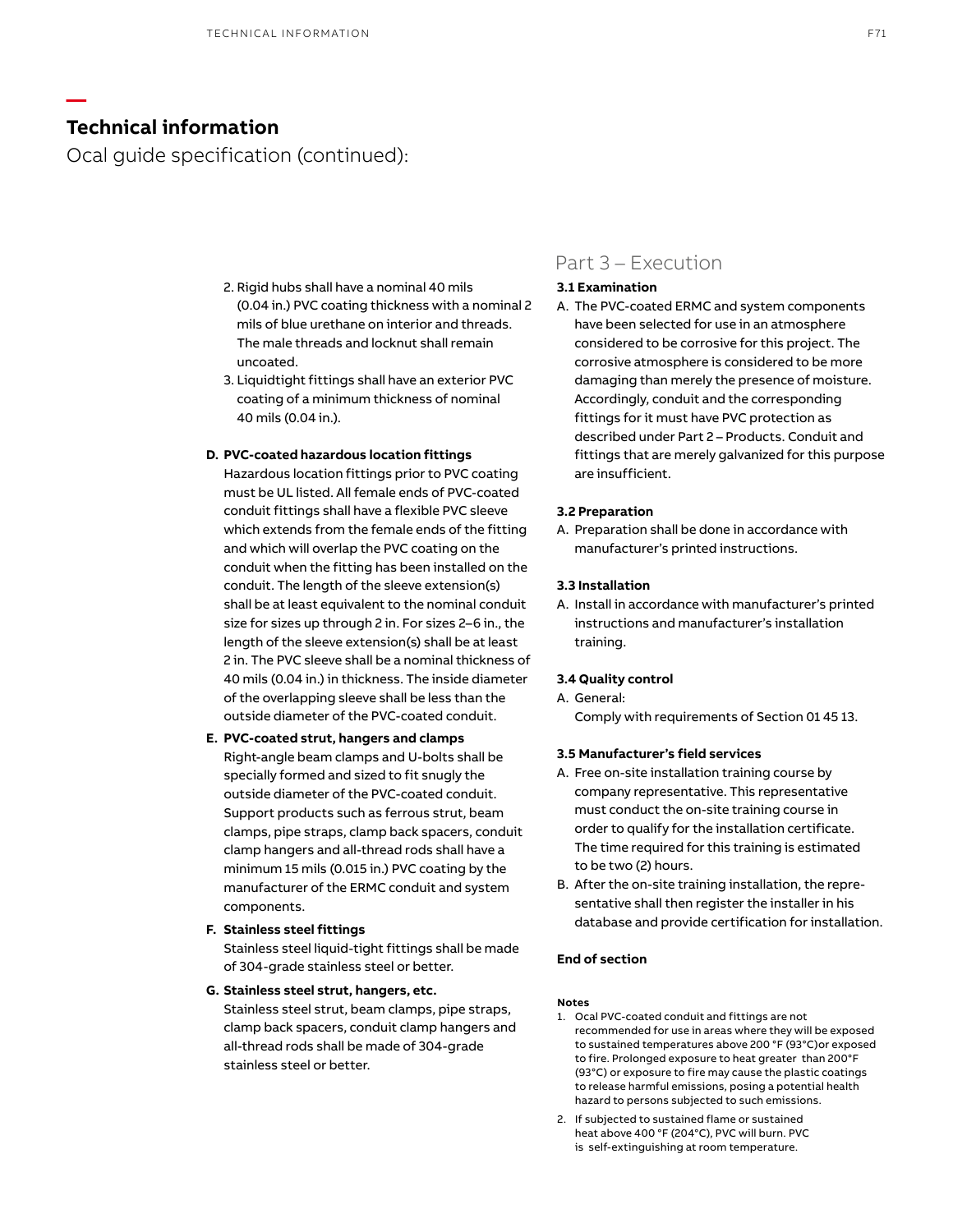## Technical information

Ocal guide specification (continued):

2. Rigid hubs shall have a nominal 40 mils (0.04 in.) PVC coating thickness with a nominal 2 mils of blue urethane on interior and threads. The male threads and locknut shall remain uncoated.
3. Liquidtight fittings shall have an exterior PVC coating of a minimum thickness of nominal 40 mils (0.04 in.).

**D. PVC-coated hazardous location fittings**
Hazardous location fittings prior to PVC coating must be UL listed. All female ends of PVC-coated conduit fittings shall have a flexible PVC sleeve which extends from the female ends of the fitting and which will overlap the PVC coating on the conduit when the fitting has been installed on the conduit. The length of the sleeve extension(s) shall be at least equivalent to the nominal conduit size for sizes up through 2 in. For sizes 2–6 in., the length of the sleeve extension(s) shall be at least 2 in. The PVC sleeve shall be a nominal thickness of 40 mils (0.04 in.) in thickness. The inside diameter of the overlapping sleeve shall be less than the outside diameter of the PVC-coated conduit.

**E. PVC-coated strut, hangers and clamps**
Right-angle beam clamps and U-bolts shall be specially formed and sized to fit snugly the outside diameter of the PVC-coated conduit. Support products such as ferrous strut, beam clamps, pipe straps, clamp back spacers, conduit clamp hangers and all-thread rods shall have a minimum 15 mils (0.015 in.) PVC coating by the manufacturer of the ERMC conduit and system components.

**F. Stainless steel fittings**
Stainless steel liquid-tight fittings shall be made of 304-grade stainless steel or better.

**G. Stainless steel strut, hangers, etc.**
Stainless steel strut, beam clamps, pipe straps, clamp back spacers, conduit clamp hangers and all-thread rods shall be made of 304-grade stainless steel or better.

## Part 3 – Execution

**3.1 Examination**

A. The PVC-coated ERMC and system components have been selected for use in an atmosphere considered to be corrosive for this project. The corrosive atmosphere is considered to be more damaging than merely the presence of moisture. Accordingly, conduit and the corresponding fittings for it must have PVC protection as described under Part 2 – Products. Conduit and fittings that are merely galvanized for this purpose are insufficient.

**3.2 Preparation**

A. Preparation shall be done in accordance with manufacturer's printed instructions.

**3.3 Installation**

A. Install in accordance with manufacturer's printed instructions and manufacturer's installation training.

**3.4 Quality control**

A. General:
Comply with requirements of Section 01 45 13.

**3.5 Manufacturer's field services**

A. Free on-site installation training course by company representative. This representative must conduct the on-site training course in order to qualify for the installation certificate. The time required for this training is estimated to be two (2) hours.
B. After the on-site training installation, the representative shall then register the installer in his database and provide certification for installation.

**End of section**

**Notes**

1. Ocal PVC-coated conduit and fittings are not recommended for use in areas where they will be exposed to sustained temperatures above 200 °F (93°C)or exposed to fire. Prolonged exposure to heat greater than 200°F (93°C) or exposure to fire may cause the plastic coatings to release harmful emissions, posing a potential health hazard to persons subjected to such emissions.
2. If subjected to sustained flame or sustained heat above 400 °F (204°C), PVC will burn. PVC is self-extinguishing at room temperature.